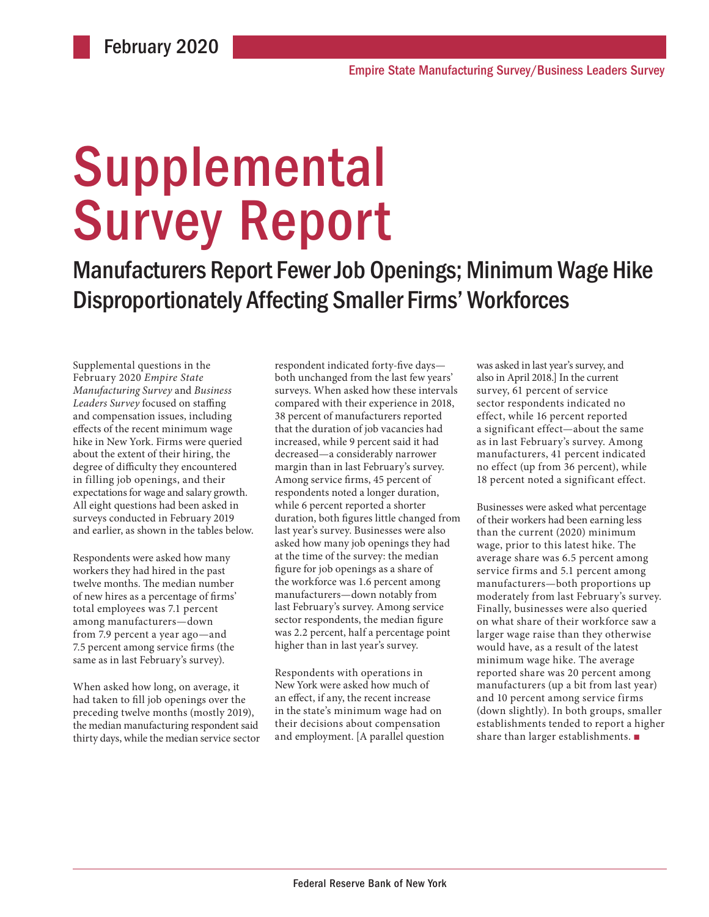February 2020

Empire State Manufacturing Survey/Business Leaders Survey

# Supplemental Survey Report

## Manufacturers Report Fewer Job Openings; Minimum Wage Hike Disproportionately Affecting Smaller Firms' Workforces

Supplemental questions in the February 2020 *Empire State Manufacturing Survey* and *Business Leaders Survey* focused on staffing and compensation issues, including effects of the recent minimum wage hike in New York. Firms were queried about the extent of their hiring, the degree of difficulty they encountered in filling job openings, and their expectations for wage and salary growth. All eight questions had been asked in surveys conducted in February 2019 and earlier, as shown in the tables below.

Respondents were asked how many workers they had hired in the past twelve months. The median number of new hires as a percentage of firms' total employees was 7.1 percent among manufacturers—down from 7.9 percent a year ago—and 7.5 percent among service firms (the same as in last February's survey).

When asked how long, on average, it had taken to fill job openings over the preceding twelve months (mostly 2019), the median manufacturing respondent said thirty days, while the median service sector respondent indicated forty-five days—both unchanged from the last few years' surveys. When asked how these intervals compared with their experience in 2018, 38 percent of manufacturers reported that the duration of job vacancies had increased, while 9 percent said it had decreased—a considerably narrower margin than in last February's survey. Among service firms, 45 percent of respondents noted a longer duration, while 6 percent reported a shorter duration, both figures little changed from last year's survey. Businesses were also asked how many job openings they had at the time of the survey: the median figure for job openings as a share of the workforce was 1.6 percent among manufacturers—down notably from last February's survey. Among service sector respondents, the median figure was 2.2 percent, half a percentage point higher than in last year's survey.

Respondents with operations in New York were asked how much of an effect, if any, the recent increase in the state's minimum wage had on their decisions about compensation and employment. [A parallel question was asked in last year's survey, and also in April 2018.] In the current survey, 61 percent of service sector respondents indicated no effect, while 16 percent reported a significant effect—about the same as in last February's survey. Among manufacturers, 41 percent indicated no effect (up from 36 percent), while 18 percent noted a significant effect.

Businesses were asked what percentage of their workers had been earning less than the current (2020) minimum wage, prior to this latest hike. The average share was 6.5 percent among service firms and 5.1 percent among manufacturers—both proportions up moderately from last February's survey. Finally, businesses were also queried on what share of their workforce saw a larger wage raise than they otherwise would have, as a result of the latest minimum wage hike. The average reported share was 20 percent among manufacturers (up a bit from last year) and 10 percent among service firms (down slightly). In both groups, smaller establishments tended to report a higher share than larger establishments. ■

Federal Reserve Bank of New York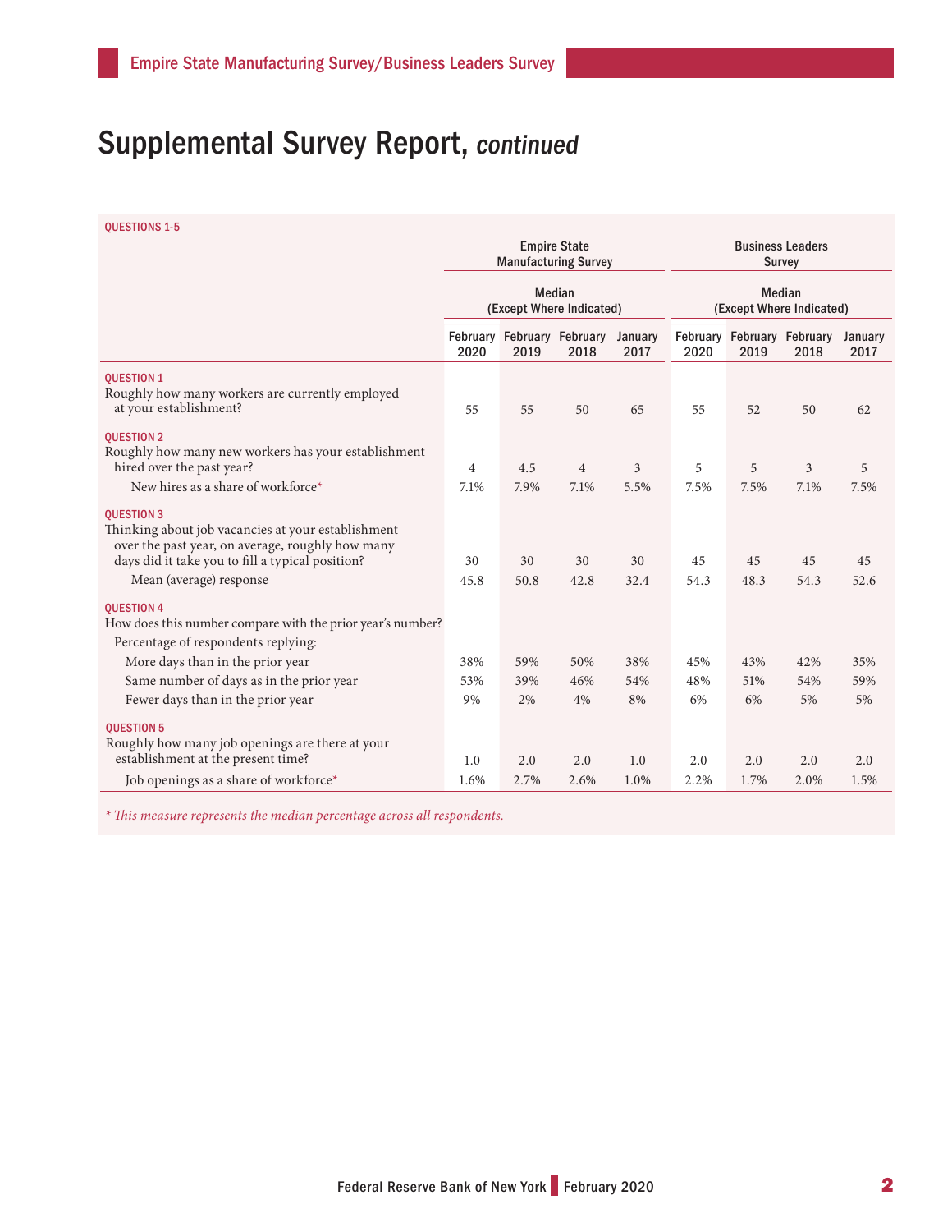# Supplemental Survey Report, *continued*

QUESTIONS 1-5

| | Empire State Manufacturing Survey | | | | Business Leaders Survey | | | |
|---|---|---|---|---|---|---|---|---|
| | Median (Except Where Indicated) | | | | Median (Except Where Indicated) | | | |
| | February 2020 | February 2019 | February 2018 | January 2017 | February 2020 | February 2019 | February 2018 | January 2017 |
| **QUESTION 1** Roughly how many workers are currently employed at your establishment? | 55 | 55 | 50 | 65 | 55 | 52 | 50 | 62 |
| **QUESTION 2** Roughly how many new workers has your establishment hired over the past year? | 4 | 4.5 | 4 | 3 | 5 | 5 | 3 | 5 |
| New hires as a share of workforce* | 7.1% | 7.9% | 7.1% | 5.5% | 7.5% | 7.5% | 7.1% | 7.5% |
| **QUESTION 3** Thinking about job vacancies at your establishment over the past year, on average, roughly how many days did it take you to fill a typical position? | 30 | 30 | 30 | 30 | 45 | 45 | 45 | 45 |
| Mean (average) response | 45.8 | 50.8 | 42.8 | 32.4 | 54.3 | 48.3 | 54.3 | 52.6 |
| **QUESTION 4** How does this number compare with the prior year's number? | | | | | | | | |
| Percentage of respondents replying: | | | | | | | | |
| More days than in the prior year | 38% | 59% | 50% | 38% | 45% | 43% | 42% | 35% |
| Same number of days as in the prior year | 53% | 39% | 46% | 54% | 48% | 51% | 54% | 59% |
| Fewer days than in the prior year | 9% | 2% | 4% | 8% | 6% | 6% | 5% | 5% |
| **QUESTION 5** Roughly how many job openings are there at your establishment at the present time? | 1.0 | 2.0 | 2.0 | 1.0 | 2.0 | 2.0 | 2.0 | 2.0 |
| Job openings as a share of workforce* | 1.6% | 2.7% | 2.6% | 1.0% | 2.2% | 1.7% | 2.0% | 1.5% |

*\* This measure represents the median percentage across all respondents.*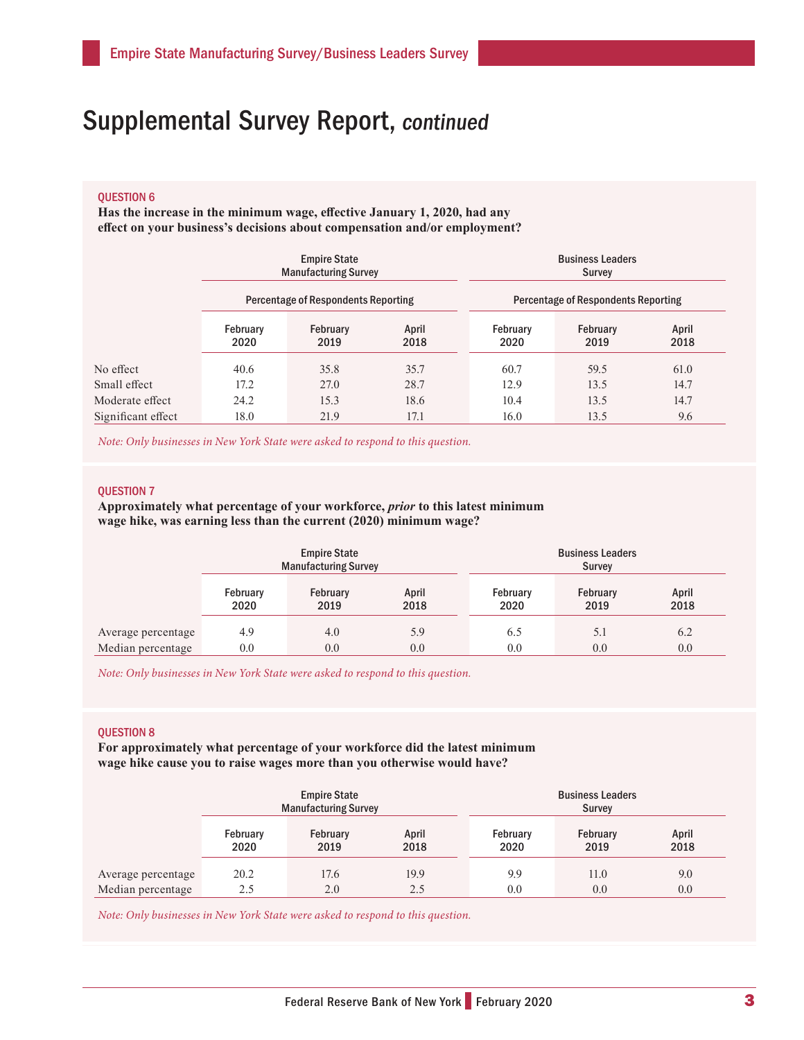# Supplemental Survey Report, *continued*

QUESTION 6

**Has the increase in the minimum wage, effective January 1, 2020, had any effect on your business's decisions about compensation and/or employment?**

| | Empire State Manufacturing Survey | | | Business Leaders Survey | | |
|---|---|---|---|---|---|---|
| | Percentage of Respondents Reporting | | | Percentage of Respondents Reporting | | |
| | February 2020 | February 2019 | April 2018 | February 2020 | February 2019 | April 2018 |
| No effect | 40.6 | 35.8 | 35.7 | 60.7 | 59.5 | 61.0 |
| Small effect | 17.2 | 27.0 | 28.7 | 12.9 | 13.5 | 14.7 |
| Moderate effect | 24.2 | 15.3 | 18.6 | 10.4 | 13.5 | 14.7 |
| Significant effect | 18.0 | 21.9 | 17.1 | 16.0 | 13.5 | 9.6 |

*Note: Only businesses in New York State were asked to respond to this question.*

QUESTION 7

**Approximately what percentage of your workforce, *prior* to this latest minimum wage hike, was earning less than the current (2020) minimum wage?**

| | Empire State Manufacturing Survey | | | Business Leaders Survey | | |
|---|---|---|---|---|---|---|
| | February 2020 | February 2019 | April 2018 | February 2020 | February 2019 | April 2018 |
| Average percentage | 4.9 | 4.0 | 5.9 | 6.5 | 5.1 | 6.2 |
| Median percentage | 0.0 | 0.0 | 0.0 | 0.0 | 0.0 | 0.0 |

*Note: Only businesses in New York State were asked to respond to this question.*

QUESTION 8

**For approximately what percentage of your workforce did the latest minimum wage hike cause you to raise wages more than you otherwise would have?**

| | Empire State Manufacturing Survey | | | Business Leaders Survey | | |
|---|---|---|---|---|---|---|
| | February 2020 | February 2019 | April 2018 | February 2020 | February 2019 | April 2018 |
| Average percentage | 20.2 | 17.6 | 19.9 | 9.9 | 11.0 | 9.0 |
| Median percentage | 2.5 | 2.0 | 2.5 | 0.0 | 0.0 | 0.0 |

*Note: Only businesses in New York State were asked to respond to this question.*